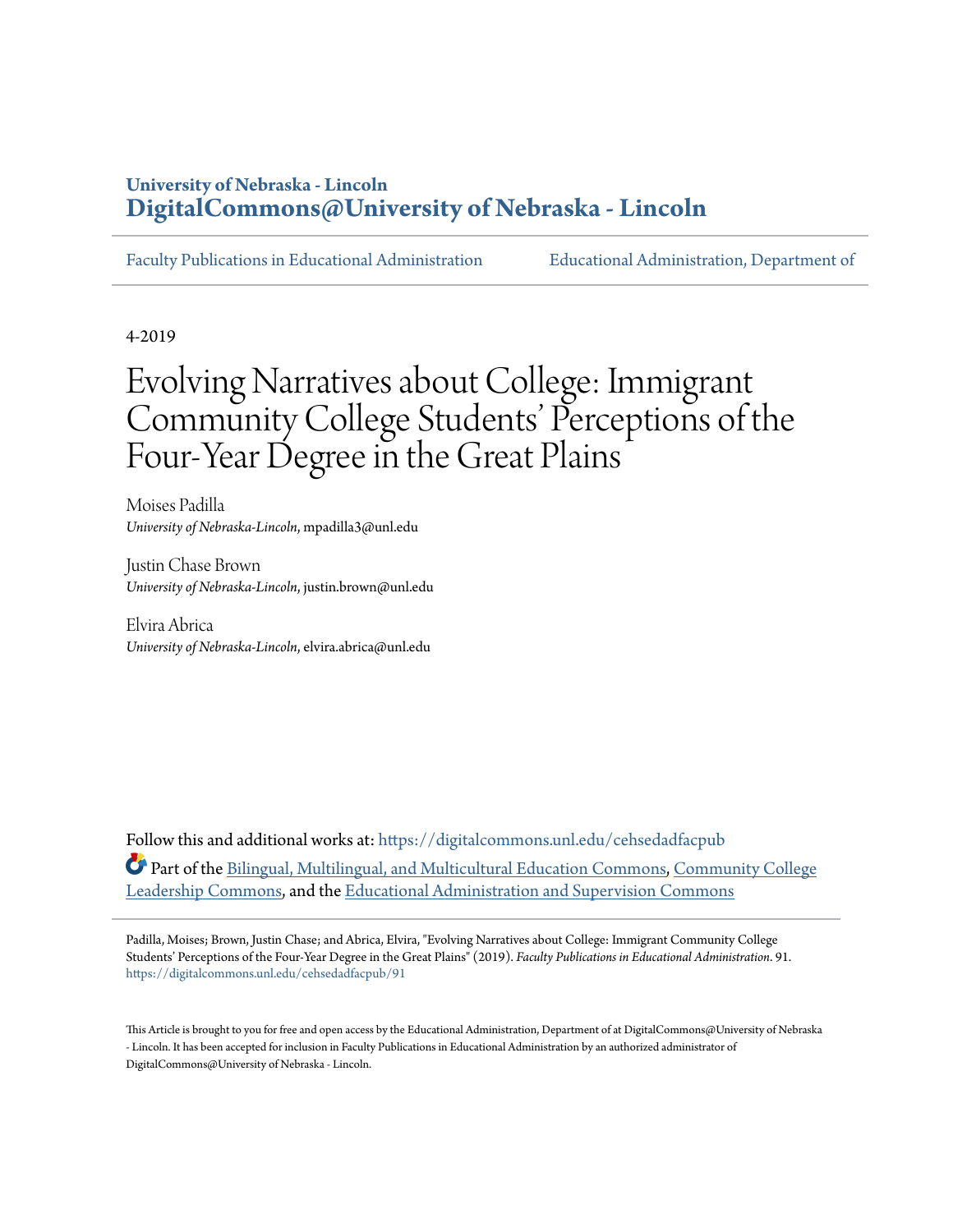**University of Nebraska - Lincoln**
**DigitalCommons@University of Nebraska - Lincoln**

Faculty Publications in Educational Administration | Educational Administration, Department of

4-2019

# Evolving Narratives about College: Immigrant Community College Students' Perceptions of the Four-Year Degree in the Great Plains

Moises Padilla
*University of Nebraska-Lincoln*, mpadilla3@unl.edu

Justin Chase Brown
*University of Nebraska-Lincoln*, justin.brown@unl.edu

Elvira Abrica
*University of Nebraska-Lincoln*, elvira.abrica@unl.edu

Follow this and additional works at: https://digitalcommons.unl.edu/cehsedadfacpub

Part of the Bilingual, Multilingual, and Multicultural Education Commons, Community College Leadership Commons, and the Educational Administration and Supervision Commons

Padilla, Moises; Brown, Justin Chase; and Abrica, Elvira, "Evolving Narratives about College: Immigrant Community College Students' Perceptions of the Four-Year Degree in the Great Plains" (2019). *Faculty Publications in Educational Administration*. 91.
https://digitalcommons.unl.edu/cehsedadfacpub/91

This Article is brought to you for free and open access by the Educational Administration, Department of at DigitalCommons@University of Nebraska - Lincoln. It has been accepted for inclusion in Faculty Publications in Educational Administration by an authorized administrator of DigitalCommons@University of Nebraska - Lincoln.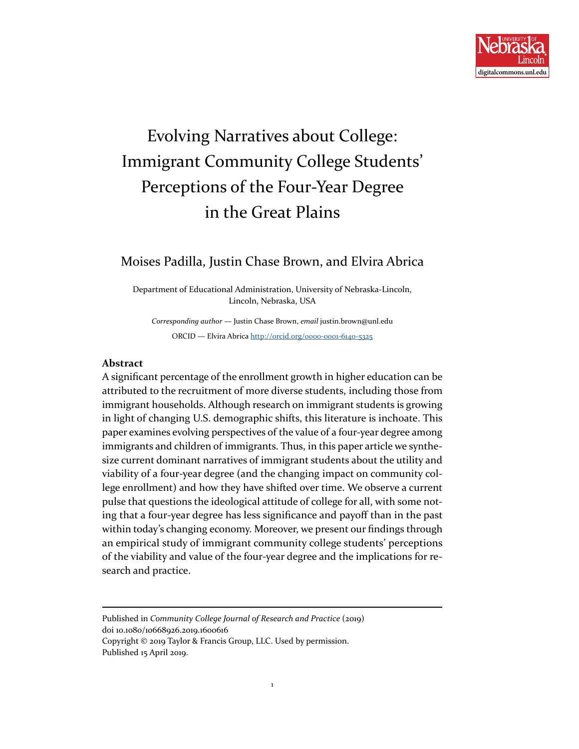# Evolving Narratives about College: Immigrant Community College Students' Perceptions of the Four-Year Degree in the Great Plains

Moises Padilla, Justin Chase Brown, and Elvira Abrica

Department of Educational Administration, University of Nebraska-Lincoln, Lincoln, Nebraska, USA

*Corresponding author* — Justin Chase Brown, *email* justin.brown@unl.edu

ORCID — Elvira Abrica http://orcid.org/0000-0001-6140-5325

## Abstract

A significant percentage of the enrollment growth in higher education can be attributed to the recruitment of more diverse students, including those from immigrant households. Although research on immigrant students is growing in light of changing U.S. demographic shifts, this literature is inchoate. This paper examines evolving perspectives of the value of a four-year degree among immigrants and children of immigrants. Thus, in this paper article we synthesize current dominant narratives of immigrant students about the utility and viability of a four-year degree (and the changing impact on community college enrollment) and how they have shifted over time. We observe a current pulse that questions the ideological attitude of college for all, with some noting that a four-year degree has less significance and payoff than in the past within today's changing economy. Moreover, we present our findings through an empirical study of immigrant community college students' perceptions of the viability and value of the four-year degree and the implications for research and practice.

---

Published in *Community College Journal of Research and Practice* (2019)
doi 10.1080/10668926.2019.1600616
Copyright © 2019 Taylor & Francis Group, LLC. Used by permission.
Published 15 April 2019.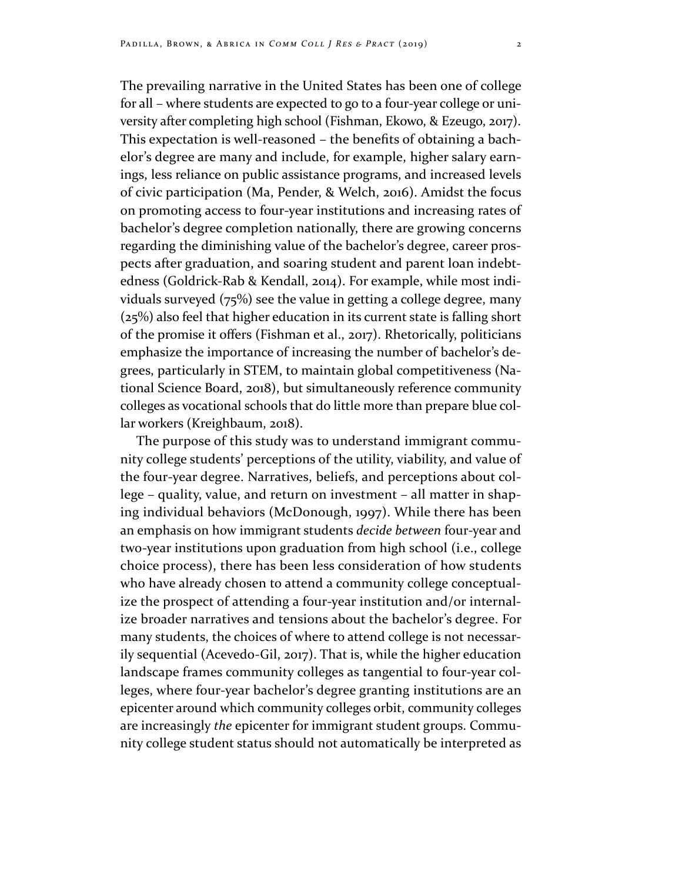The prevailing narrative in the United States has been one of college for all – where students are expected to go to a four-year college or university after completing high school (Fishman, Ekowo, & Ezeugo, 2017). This expectation is well-reasoned – the benefits of obtaining a bachelor's degree are many and include, for example, higher salary earnings, less reliance on public assistance programs, and increased levels of civic participation (Ma, Pender, & Welch, 2016). Amidst the focus on promoting access to four-year institutions and increasing rates of bachelor's degree completion nationally, there are growing concerns regarding the diminishing value of the bachelor's degree, career prospects after graduation, and soaring student and parent loan indebtedness (Goldrick-Rab & Kendall, 2014). For example, while most individuals surveyed (75%) see the value in getting a college degree, many (25%) also feel that higher education in its current state is falling short of the promise it offers (Fishman et al., 2017). Rhetorically, politicians emphasize the importance of increasing the number of bachelor's degrees, particularly in STEM, to maintain global competitiveness (National Science Board, 2018), but simultaneously reference community colleges as vocational schools that do little more than prepare blue collar workers (Kreighbaum, 2018).

The purpose of this study was to understand immigrant community college students' perceptions of the utility, viability, and value of the four-year degree. Narratives, beliefs, and perceptions about college – quality, value, and return on investment – all matter in shaping individual behaviors (McDonough, 1997). While there has been an emphasis on how immigrant students *decide between* four-year and two-year institutions upon graduation from high school (i.e., college choice process), there has been less consideration of how students who have already chosen to attend a community college conceptualize the prospect of attending a four-year institution and/or internalize broader narratives and tensions about the bachelor's degree. For many students, the choices of where to attend college is not necessarily sequential (Acevedo-Gil, 2017). That is, while the higher education landscape frames community colleges as tangential to four-year colleges, where four-year bachelor's degree granting institutions are an epicenter around which community colleges orbit, community colleges are increasingly *the* epicenter for immigrant student groups. Community college student status should not automatically be interpreted as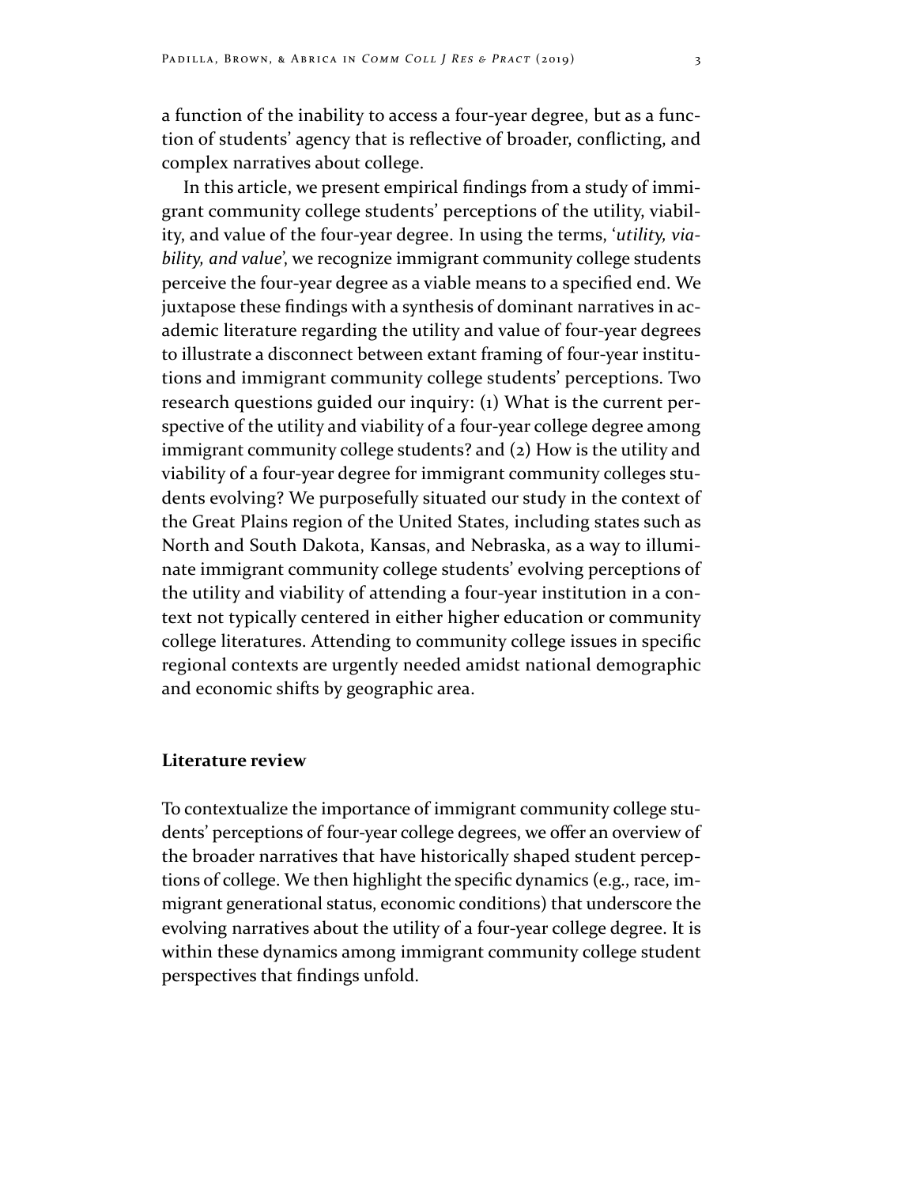a function of the inability to access a four-year degree, but as a function of students' agency that is reflective of broader, conflicting, and complex narratives about college.

In this article, we present empirical findings from a study of immigrant community college students' perceptions of the utility, viability, and value of the four-year degree. In using the terms, '*utility, viability, and value*', we recognize immigrant community college students perceive the four-year degree as a viable means to a specified end. We juxtapose these findings with a synthesis of dominant narratives in academic literature regarding the utility and value of four-year degrees to illustrate a disconnect between extant framing of four-year institutions and immigrant community college students' perceptions. Two research questions guided our inquiry: (1) What is the current perspective of the utility and viability of a four-year college degree among immigrant community college students? and (2) How is the utility and viability of a four-year degree for immigrant community colleges students evolving? We purposefully situated our study in the context of the Great Plains region of the United States, including states such as North and South Dakota, Kansas, and Nebraska, as a way to illuminate immigrant community college students' evolving perceptions of the utility and viability of attending a four-year institution in a context not typically centered in either higher education or community college literatures. Attending to community college issues in specific regional contexts are urgently needed amidst national demographic and economic shifts by geographic area.

## Literature review

To contextualize the importance of immigrant community college students' perceptions of four-year college degrees, we offer an overview of the broader narratives that have historically shaped student perceptions of college. We then highlight the specific dynamics (e.g., race, immigrant generational status, economic conditions) that underscore the evolving narratives about the utility of a four-year college degree. It is within these dynamics among immigrant community college student perspectives that findings unfold.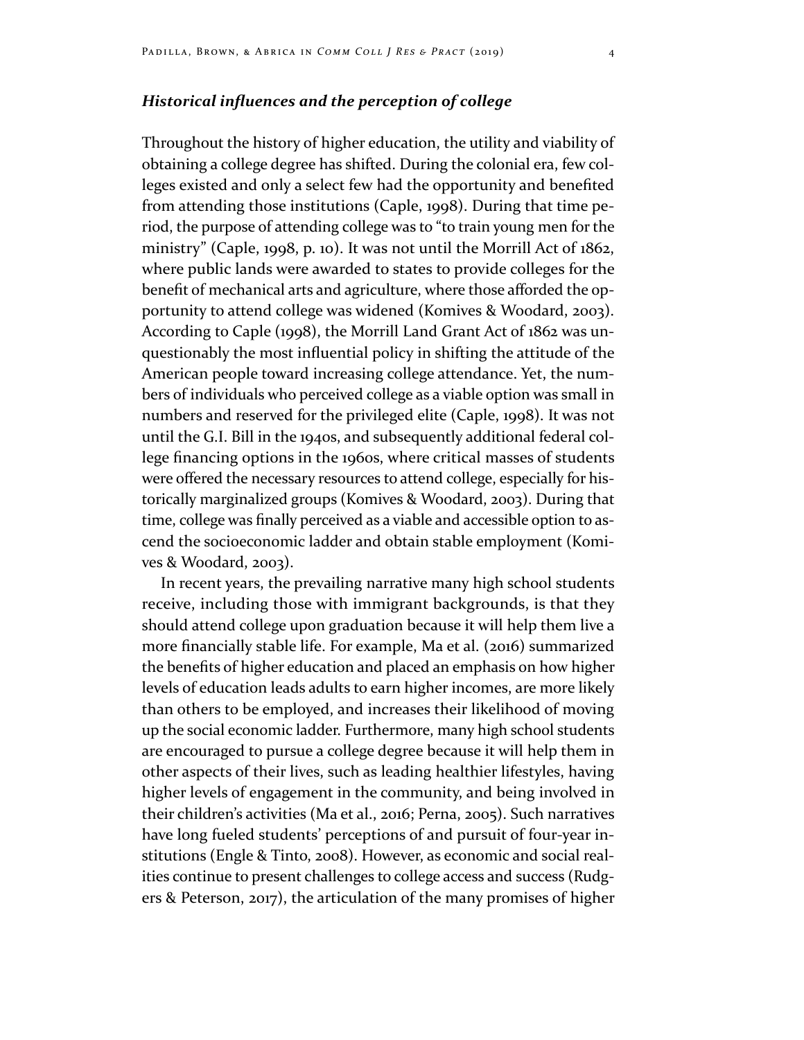### *Historical influences and the perception of college*

Throughout the history of higher education, the utility and viability of obtaining a college degree has shifted. During the colonial era, few colleges existed and only a select few had the opportunity and benefited from attending those institutions (Caple, 1998). During that time period, the purpose of attending college was to "to train young men for the ministry" (Caple, 1998, p. 10). It was not until the Morrill Act of 1862, where public lands were awarded to states to provide colleges for the benefit of mechanical arts and agriculture, where those afforded the opportunity to attend college was widened (Komives & Woodard, 2003). According to Caple (1998), the Morrill Land Grant Act of 1862 was unquestionably the most influential policy in shifting the attitude of the American people toward increasing college attendance. Yet, the numbers of individuals who perceived college as a viable option was small in numbers and reserved for the privileged elite (Caple, 1998). It was not until the G.I. Bill in the 1940s, and subsequently additional federal college financing options in the 1960s, where critical masses of students were offered the necessary resources to attend college, especially for historically marginalized groups (Komives & Woodard, 2003). During that time, college was finally perceived as a viable and accessible option to ascend the socioeconomic ladder and obtain stable employment (Komives & Woodard, 2003).

In recent years, the prevailing narrative many high school students receive, including those with immigrant backgrounds, is that they should attend college upon graduation because it will help them live a more financially stable life. For example, Ma et al. (2016) summarized the benefits of higher education and placed an emphasis on how higher levels of education leads adults to earn higher incomes, are more likely than others to be employed, and increases their likelihood of moving up the social economic ladder. Furthermore, many high school students are encouraged to pursue a college degree because it will help them in other aspects of their lives, such as leading healthier lifestyles, having higher levels of engagement in the community, and being involved in their children's activities (Ma et al., 2016; Perna, 2005). Such narratives have long fueled students' perceptions of and pursuit of four-year institutions (Engle & Tinto, 2008). However, as economic and social realities continue to present challenges to college access and success (Rudgers & Peterson, 2017), the articulation of the many promises of higher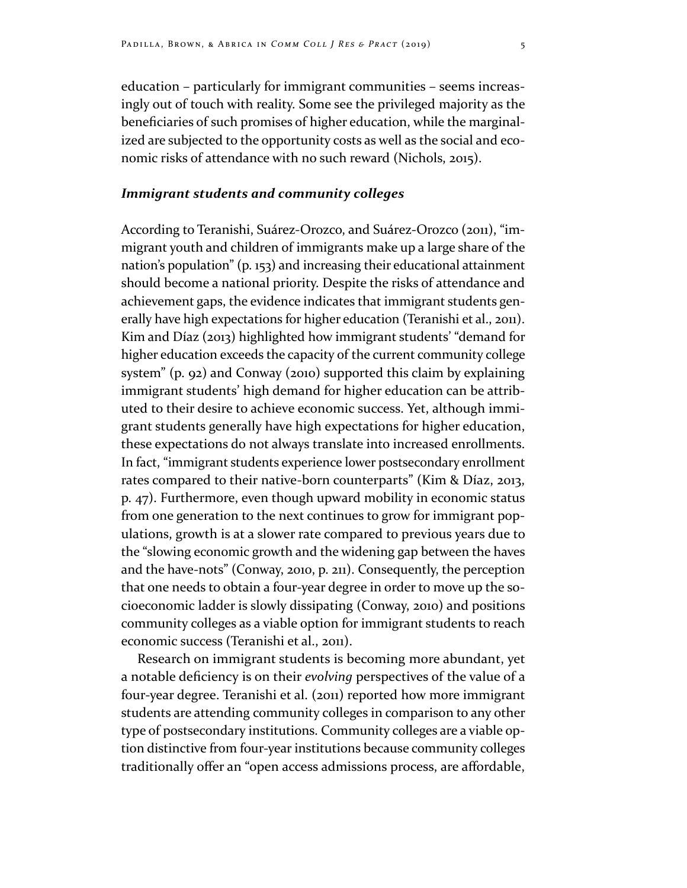education – particularly for immigrant communities – seems increasingly out of touch with reality. Some see the privileged majority as the beneficiaries of such promises of higher education, while the marginalized are subjected to the opportunity costs as well as the social and economic risks of attendance with no such reward (Nichols, 2015).

### *Immigrant students and community colleges*

According to Teranishi, Suárez-Orozco, and Suárez-Orozco (2011), "immigrant youth and children of immigrants make up a large share of the nation's population" (p. 153) and increasing their educational attainment should become a national priority. Despite the risks of attendance and achievement gaps, the evidence indicates that immigrant students generally have high expectations for higher education (Teranishi et al., 2011). Kim and Díaz (2013) highlighted how immigrant students' "demand for higher education exceeds the capacity of the current community college system" (p. 92) and Conway (2010) supported this claim by explaining immigrant students' high demand for higher education can be attributed to their desire to achieve economic success. Yet, although immigrant students generally have high expectations for higher education, these expectations do not always translate into increased enrollments. In fact, "immigrant students experience lower postsecondary enrollment rates compared to their native-born counterparts" (Kim & Díaz, 2013, p. 47). Furthermore, even though upward mobility in economic status from one generation to the next continues to grow for immigrant populations, growth is at a slower rate compared to previous years due to the "slowing economic growth and the widening gap between the haves and the have-nots" (Conway, 2010, p. 211). Consequently, the perception that one needs to obtain a four-year degree in order to move up the socioeconomic ladder is slowly dissipating (Conway, 2010) and positions community colleges as a viable option for immigrant students to reach economic success (Teranishi et al., 2011).

Research on immigrant students is becoming more abundant, yet a notable deficiency is on their *evolving* perspectives of the value of a four-year degree. Teranishi et al. (2011) reported how more immigrant students are attending community colleges in comparison to any other type of postsecondary institutions. Community colleges are a viable option distinctive from four-year institutions because community colleges traditionally offer an "open access admissions process, are affordable,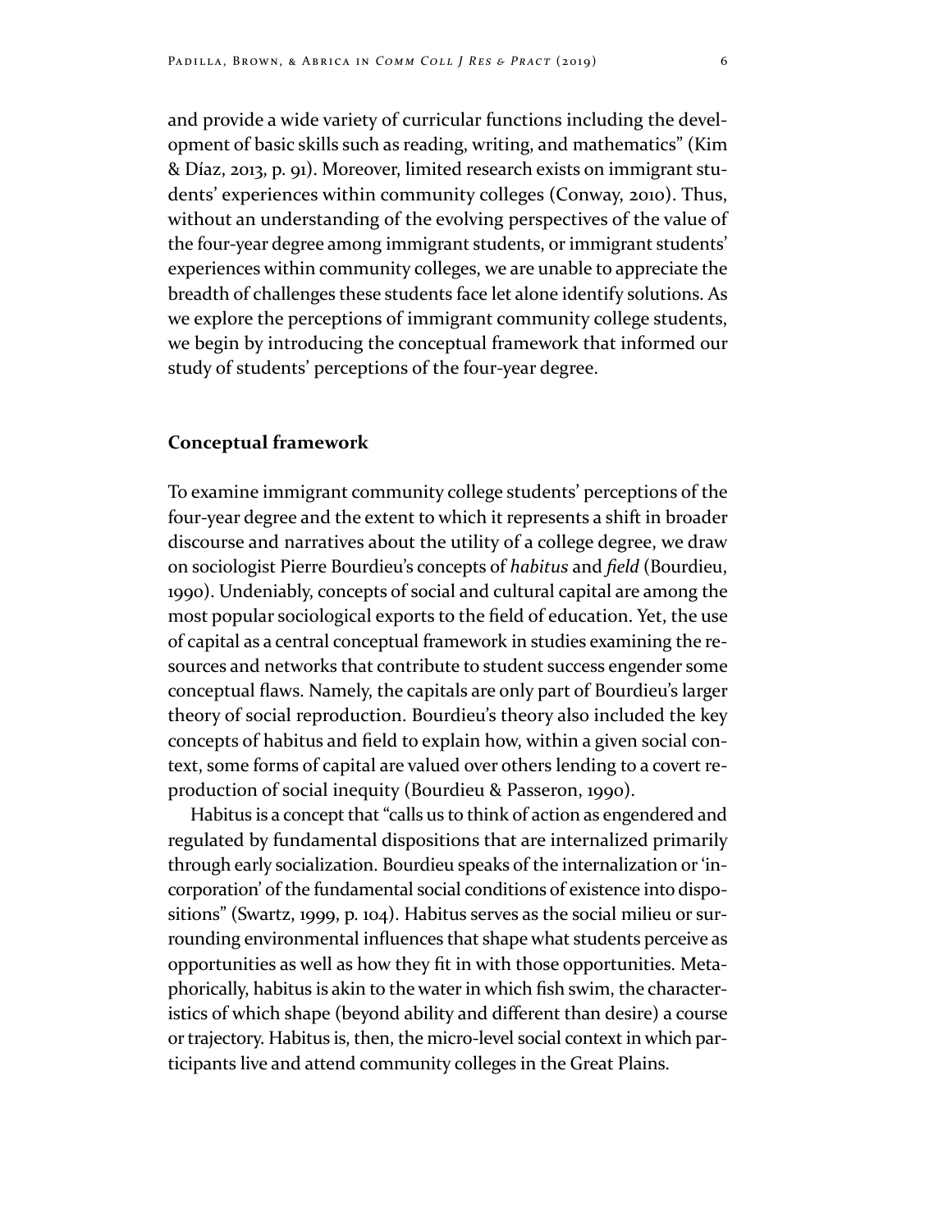and provide a wide variety of curricular functions including the development of basic skills such as reading, writing, and mathematics" (Kim & Díaz, 2013, p. 91). Moreover, limited research exists on immigrant students' experiences within community colleges (Conway, 2010). Thus, without an understanding of the evolving perspectives of the value of the four-year degree among immigrant students, or immigrant students' experiences within community colleges, we are unable to appreciate the breadth of challenges these students face let alone identify solutions. As we explore the perceptions of immigrant community college students, we begin by introducing the conceptual framework that informed our study of students' perceptions of the four-year degree.

## Conceptual framework

To examine immigrant community college students' perceptions of the four-year degree and the extent to which it represents a shift in broader discourse and narratives about the utility of a college degree, we draw on sociologist Pierre Bourdieu's concepts of *habitus* and *field* (Bourdieu, 1990). Undeniably, concepts of social and cultural capital are among the most popular sociological exports to the field of education. Yet, the use of capital as a central conceptual framework in studies examining the resources and networks that contribute to student success engender some conceptual flaws. Namely, the capitals are only part of Bourdieu's larger theory of social reproduction. Bourdieu's theory also included the key concepts of habitus and field to explain how, within a given social context, some forms of capital are valued over others lending to a covert reproduction of social inequity (Bourdieu & Passeron, 1990).

Habitus is a concept that "calls us to think of action as engendered and regulated by fundamental dispositions that are internalized primarily through early socialization. Bourdieu speaks of the internalization or 'incorporation' of the fundamental social conditions of existence into dispositions" (Swartz, 1999, p. 104). Habitus serves as the social milieu or surrounding environmental influences that shape what students perceive as opportunities as well as how they fit in with those opportunities. Metaphorically, habitus is akin to the water in which fish swim, the characteristics of which shape (beyond ability and different than desire) a course or trajectory. Habitus is, then, the micro-level social context in which participants live and attend community colleges in the Great Plains.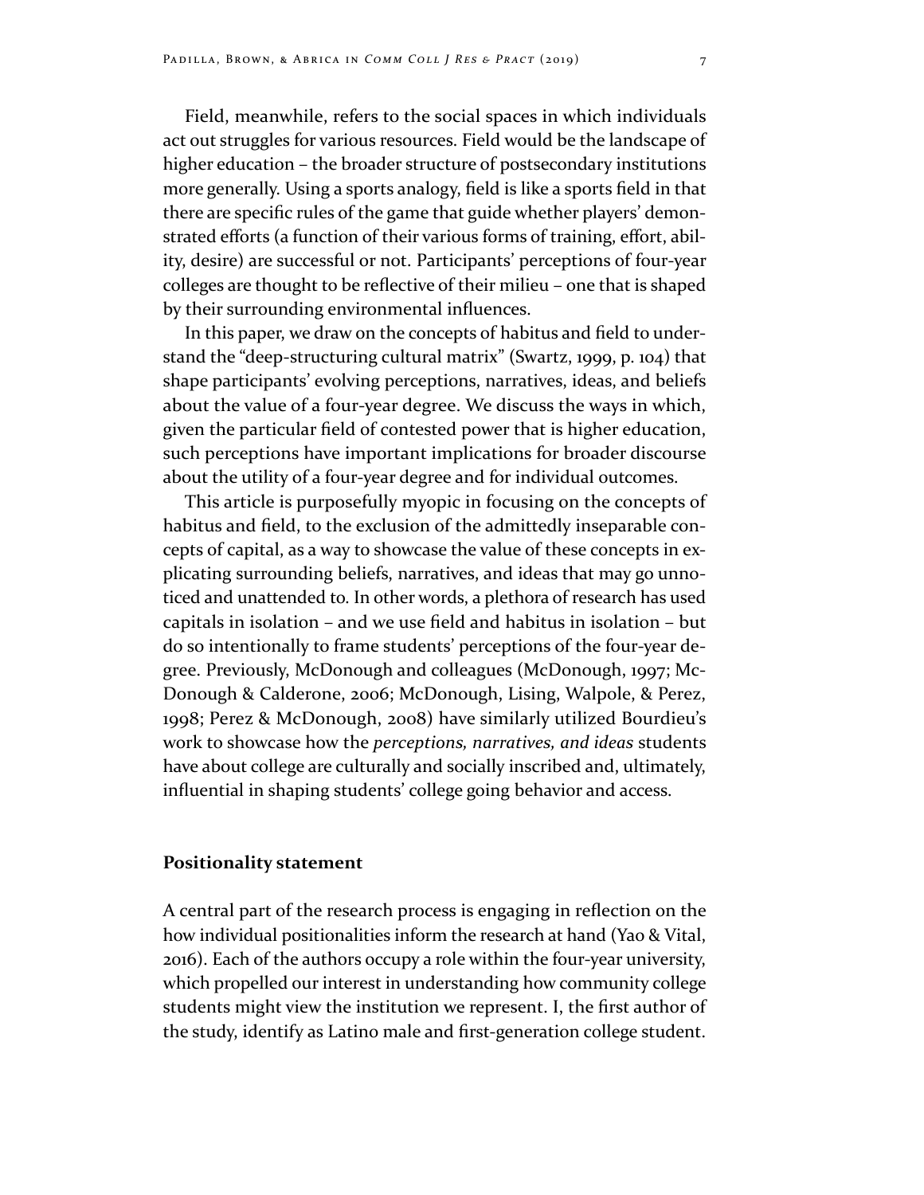Field, meanwhile, refers to the social spaces in which individuals act out struggles for various resources. Field would be the landscape of higher education – the broader structure of postsecondary institutions more generally. Using a sports analogy, field is like a sports field in that there are specific rules of the game that guide whether players' demonstrated efforts (a function of their various forms of training, effort, ability, desire) are successful or not. Participants' perceptions of four-year colleges are thought to be reflective of their milieu – one that is shaped by their surrounding environmental influences.

In this paper, we draw on the concepts of habitus and field to understand the "deep-structuring cultural matrix" (Swartz, 1999, p. 104) that shape participants' evolving perceptions, narratives, ideas, and beliefs about the value of a four-year degree. We discuss the ways in which, given the particular field of contested power that is higher education, such perceptions have important implications for broader discourse about the utility of a four-year degree and for individual outcomes.

This article is purposefully myopic in focusing on the concepts of habitus and field, to the exclusion of the admittedly inseparable concepts of capital, as a way to showcase the value of these concepts in explicating surrounding beliefs, narratives, and ideas that may go unnoticed and unattended to. In other words, a plethora of research has used capitals in isolation – and we use field and habitus in isolation – but do so intentionally to frame students' perceptions of the four-year degree. Previously, McDonough and colleagues (McDonough, 1997; McDonough & Calderone, 2006; McDonough, Lising, Walpole, & Perez, 1998; Perez & McDonough, 2008) have similarly utilized Bourdieu's work to showcase how the *perceptions, narratives, and ideas* students have about college are culturally and socially inscribed and, ultimately, influential in shaping students' college going behavior and access.

## Positionality statement

A central part of the research process is engaging in reflection on the how individual positionalities inform the research at hand (Yao & Vital, 2016). Each of the authors occupy a role within the four-year university, which propelled our interest in understanding how community college students might view the institution we represent. I, the first author of the study, identify as Latino male and first-generation college student.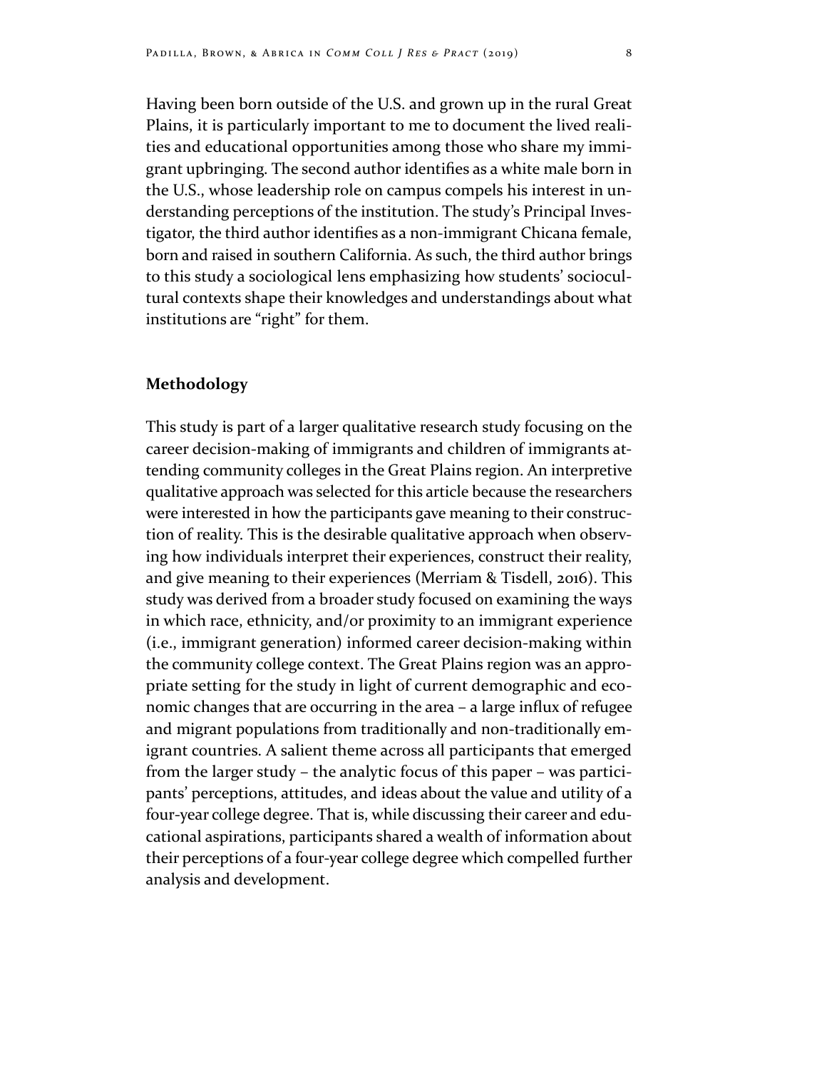Having been born outside of the U.S. and grown up in the rural Great Plains, it is particularly important to me to document the lived realities and educational opportunities among those who share my immigrant upbringing. The second author identifies as a white male born in the U.S., whose leadership role on campus compels his interest in understanding perceptions of the institution. The study's Principal Investigator, the third author identifies as a non-immigrant Chicana female, born and raised in southern California. As such, the third author brings to this study a sociological lens emphasizing how students' sociocultural contexts shape their knowledges and understandings about what institutions are "right" for them.

## Methodology

This study is part of a larger qualitative research study focusing on the career decision-making of immigrants and children of immigrants attending community colleges in the Great Plains region. An interpretive qualitative approach was selected for this article because the researchers were interested in how the participants gave meaning to their construction of reality. This is the desirable qualitative approach when observing how individuals interpret their experiences, construct their reality, and give meaning to their experiences (Merriam & Tisdell, 2016). This study was derived from a broader study focused on examining the ways in which race, ethnicity, and/or proximity to an immigrant experience (i.e., immigrant generation) informed career decision-making within the community college context. The Great Plains region was an appropriate setting for the study in light of current demographic and economic changes that are occurring in the area – a large influx of refugee and migrant populations from traditionally and non-traditionally emigrant countries. A salient theme across all participants that emerged from the larger study – the analytic focus of this paper – was participants' perceptions, attitudes, and ideas about the value and utility of a four-year college degree. That is, while discussing their career and educational aspirations, participants shared a wealth of information about their perceptions of a four-year college degree which compelled further analysis and development.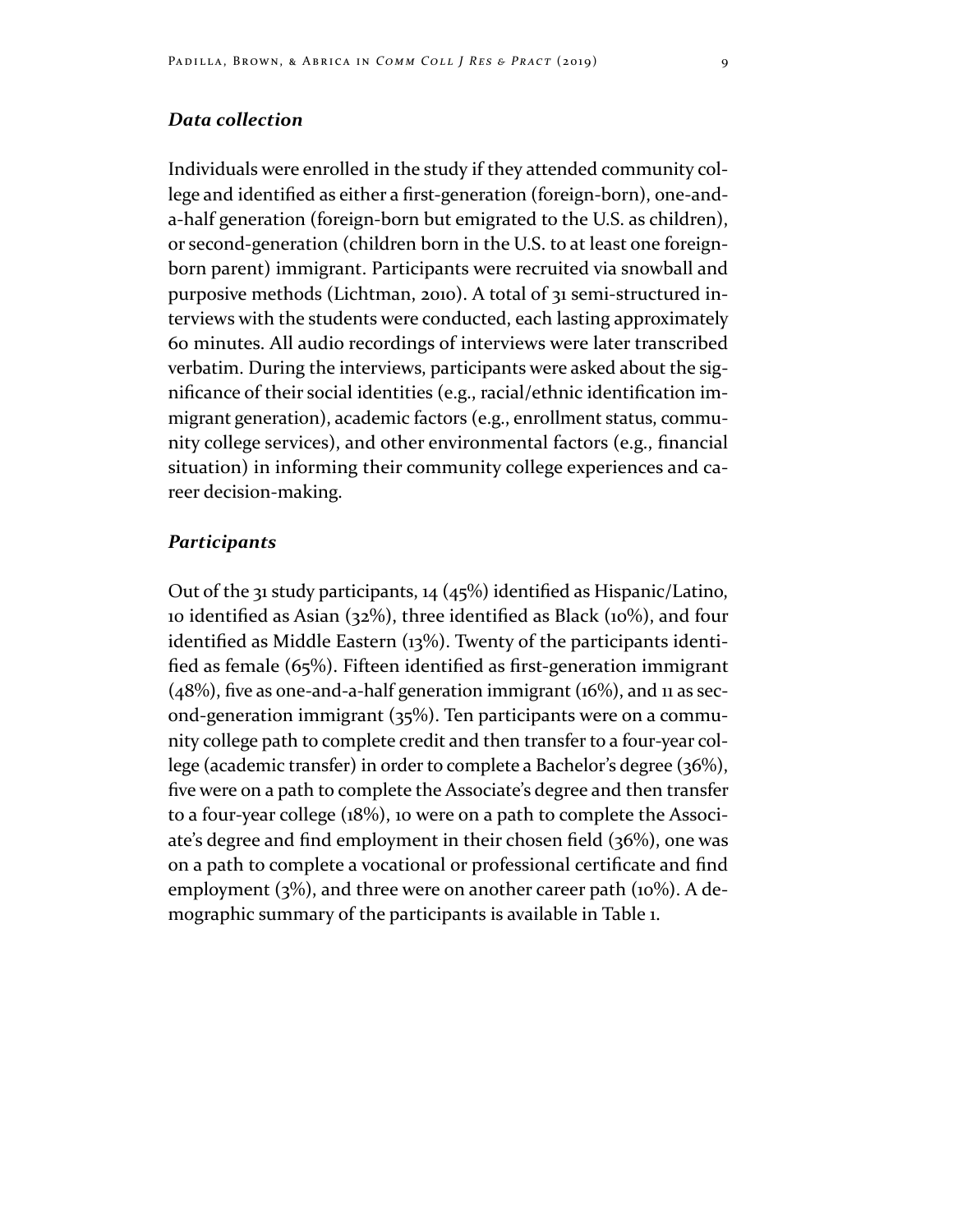### *Data collection*

Individuals were enrolled in the study if they attended community college and identified as either a first-generation (foreign-born), one-and-a-half generation (foreign-born but emigrated to the U.S. as children), or second-generation (children born in the U.S. to at least one foreign-born parent) immigrant. Participants were recruited via snowball and purposive methods (Lichtman, 2010). A total of 31 semi-structured interviews with the students were conducted, each lasting approximately 60 minutes. All audio recordings of interviews were later transcribed verbatim. During the interviews, participants were asked about the significance of their social identities (e.g., racial/ethnic identification immigrant generation), academic factors (e.g., enrollment status, community college services), and other environmental factors (e.g., financial situation) in informing their community college experiences and career decision-making.

### *Participants*

Out of the 31 study participants, 14 (45%) identified as Hispanic/Latino, 10 identified as Asian (32%), three identified as Black (10%), and four identified as Middle Eastern (13%). Twenty of the participants identified as female (65%). Fifteen identified as first-generation immigrant (48%), five as one-and-a-half generation immigrant (16%), and 11 as second-generation immigrant (35%). Ten participants were on a community college path to complete credit and then transfer to a four-year college (academic transfer) in order to complete a Bachelor's degree (36%), five were on a path to complete the Associate's degree and then transfer to a four-year college (18%), 10 were on a path to complete the Associate's degree and find employment in their chosen field (36%), one was on a path to complete a vocational or professional certificate and find employment (3%), and three were on another career path (10%). A demographic summary of the participants is available in Table 1.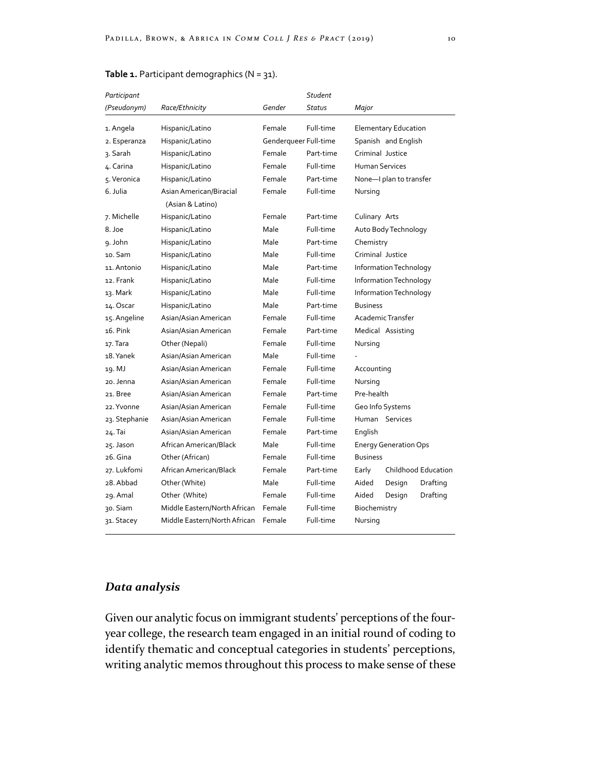**Table 1.** Participant demographics (N = 31).

| Participant (Pseudonym) | Race/Ethnicity | Gender | Student Status | Major |
|---|---|---|---|---|
| 1. Angela | Hispanic/Latino | Female | Full-time | Elementary Education |
| 2. Esperanza | Hispanic/Latino | Genderqueer | Full-time | Spanish and English |
| 3. Sarah | Hispanic/Latino | Female | Part-time | Criminal Justice |
| 4. Carina | Hispanic/Latino | Female | Full-time | Human Services |
| 5. Veronica | Hispanic/Latino | Female | Part-time | None—I plan to transfer |
| 6. Julia | Asian American/Biracial (Asian & Latino) | Female | Full-time | Nursing |
| 7. Michelle | Hispanic/Latino | Female | Part-time | Culinary Arts |
| 8. Joe | Hispanic/Latino | Male | Full-time | Auto Body Technology |
| 9. John | Hispanic/Latino | Male | Part-time | Chemistry |
| 10. Sam | Hispanic/Latino | Male | Full-time | Criminal Justice |
| 11. Antonio | Hispanic/Latino | Male | Part-time | Information Technology |
| 12. Frank | Hispanic/Latino | Male | Full-time | Information Technology |
| 13. Mark | Hispanic/Latino | Male | Full-time | Information Technology |
| 14. Oscar | Hispanic/Latino | Male | Part-time | Business |
| 15. Angeline | Asian/Asian American | Female | Full-time | Academic Transfer |
| 16. Pink | Asian/Asian American | Female | Part-time | Medical Assisting |
| 17. Tara | Other (Nepali) | Female | Full-time | Nursing |
| 18. Yanek | Asian/Asian American | Male | Full-time | - |
| 19. MJ | Asian/Asian American | Female | Full-time | Accounting |
| 20. Jenna | Asian/Asian American | Female | Full-time | Nursing |
| 21. Bree | Asian/Asian American | Female | Part-time | Pre-health |
| 22. Yvonne | Asian/Asian American | Female | Full-time | Geo Info Systems |
| 23. Stephanie | Asian/Asian American | Female | Full-time | Human Services |
| 24. Tai | Asian/Asian American | Female | Part-time | English |
| 25. Jason | African American/Black | Male | Full-time | Energy Generation Ops |
| 26. Gina | Other (African) | Female | Full-time | Business |
| 27. Lukfomi | African American/Black | Female | Part-time | Early Childhood Education |
| 28. Abbad | Other (White) | Male | Full-time | Aided Design Drafting |
| 29. Amal | Other (White) | Female | Full-time | Aided Design Drafting |
| 30. Siam | Middle Eastern/North African | Female | Full-time | Biochemistry |
| 31. Stacey | Middle Eastern/North African | Female | Full-time | Nursing |

## *Data analysis*

Given our analytic focus on immigrant students' perceptions of the four-year college, the research team engaged in an initial round of coding to identify thematic and conceptual categories in students' perceptions, writing analytic memos throughout this process to make sense of these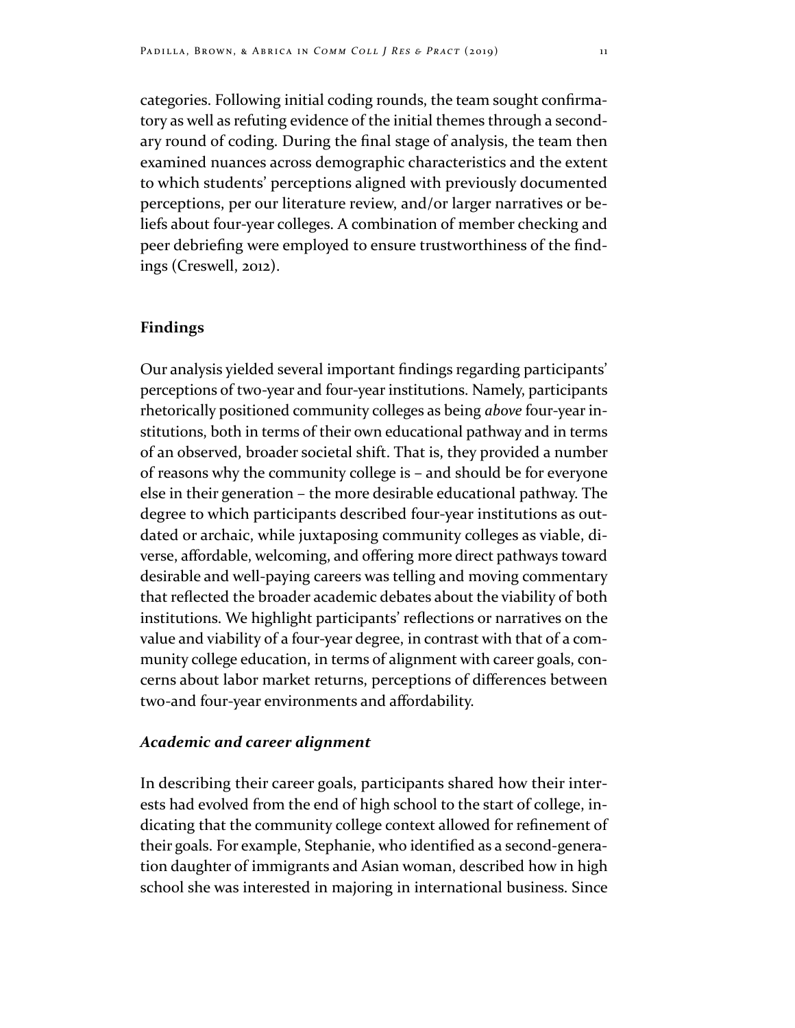categories. Following initial coding rounds, the team sought confirmatory as well as refuting evidence of the initial themes through a secondary round of coding. During the final stage of analysis, the team then examined nuances across demographic characteristics and the extent to which students' perceptions aligned with previously documented perceptions, per our literature review, and/or larger narratives or beliefs about four-year colleges. A combination of member checking and peer debriefing were employed to ensure trustworthiness of the findings (Creswell, 2012).

## Findings

Our analysis yielded several important findings regarding participants' perceptions of two-year and four-year institutions. Namely, participants rhetorically positioned community colleges as being *above* four-year institutions, both in terms of their own educational pathway and in terms of an observed, broader societal shift. That is, they provided a number of reasons why the community college is – and should be for everyone else in their generation – the more desirable educational pathway. The degree to which participants described four-year institutions as outdated or archaic, while juxtaposing community colleges as viable, diverse, affordable, welcoming, and offering more direct pathways toward desirable and well-paying careers was telling and moving commentary that reflected the broader academic debates about the viability of both institutions. We highlight participants' reflections or narratives on the value and viability of a four-year degree, in contrast with that of a community college education, in terms of alignment with career goals, concerns about labor market returns, perceptions of differences between two-and four-year environments and affordability.

### *Academic and career alignment*

In describing their career goals, participants shared how their interests had evolved from the end of high school to the start of college, indicating that the community college context allowed for refinement of their goals. For example, Stephanie, who identified as a second-generation daughter of immigrants and Asian woman, described how in high school she was interested in majoring in international business. Since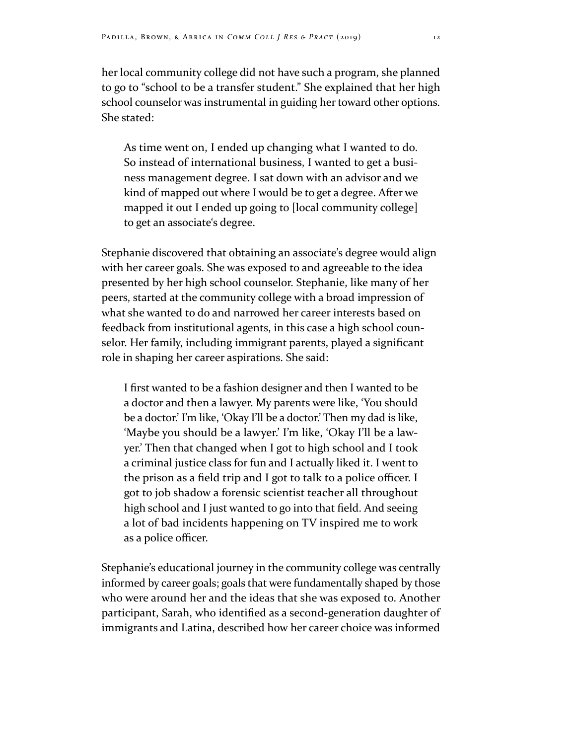her local community college did not have such a program, she planned to go to "school to be a transfer student." She explained that her high school counselor was instrumental in guiding her toward other options. She stated:

> As time went on, I ended up changing what I wanted to do. So instead of international business, I wanted to get a business management degree. I sat down with an advisor and we kind of mapped out where I would be to get a degree. After we mapped it out I ended up going to [local community college] to get an associate's degree.

Stephanie discovered that obtaining an associate's degree would align with her career goals. She was exposed to and agreeable to the idea presented by her high school counselor. Stephanie, like many of her peers, started at the community college with a broad impression of what she wanted to do and narrowed her career interests based on feedback from institutional agents, in this case a high school counselor. Her family, including immigrant parents, played a significant role in shaping her career aspirations. She said:

> I first wanted to be a fashion designer and then I wanted to be a doctor and then a lawyer. My parents were like, 'You should be a doctor.' I'm like, 'Okay I'll be a doctor.' Then my dad is like, 'Maybe you should be a lawyer.' I'm like, 'Okay I'll be a lawyer.' Then that changed when I got to high school and I took a criminal justice class for fun and I actually liked it. I went to the prison as a field trip and I got to talk to a police officer. I got to job shadow a forensic scientist teacher all throughout high school and I just wanted to go into that field. And seeing a lot of bad incidents happening on TV inspired me to work as a police officer.

Stephanie's educational journey in the community college was centrally informed by career goals; goals that were fundamentally shaped by those who were around her and the ideas that she was exposed to. Another participant, Sarah, who identified as a second-generation daughter of immigrants and Latina, described how her career choice was informed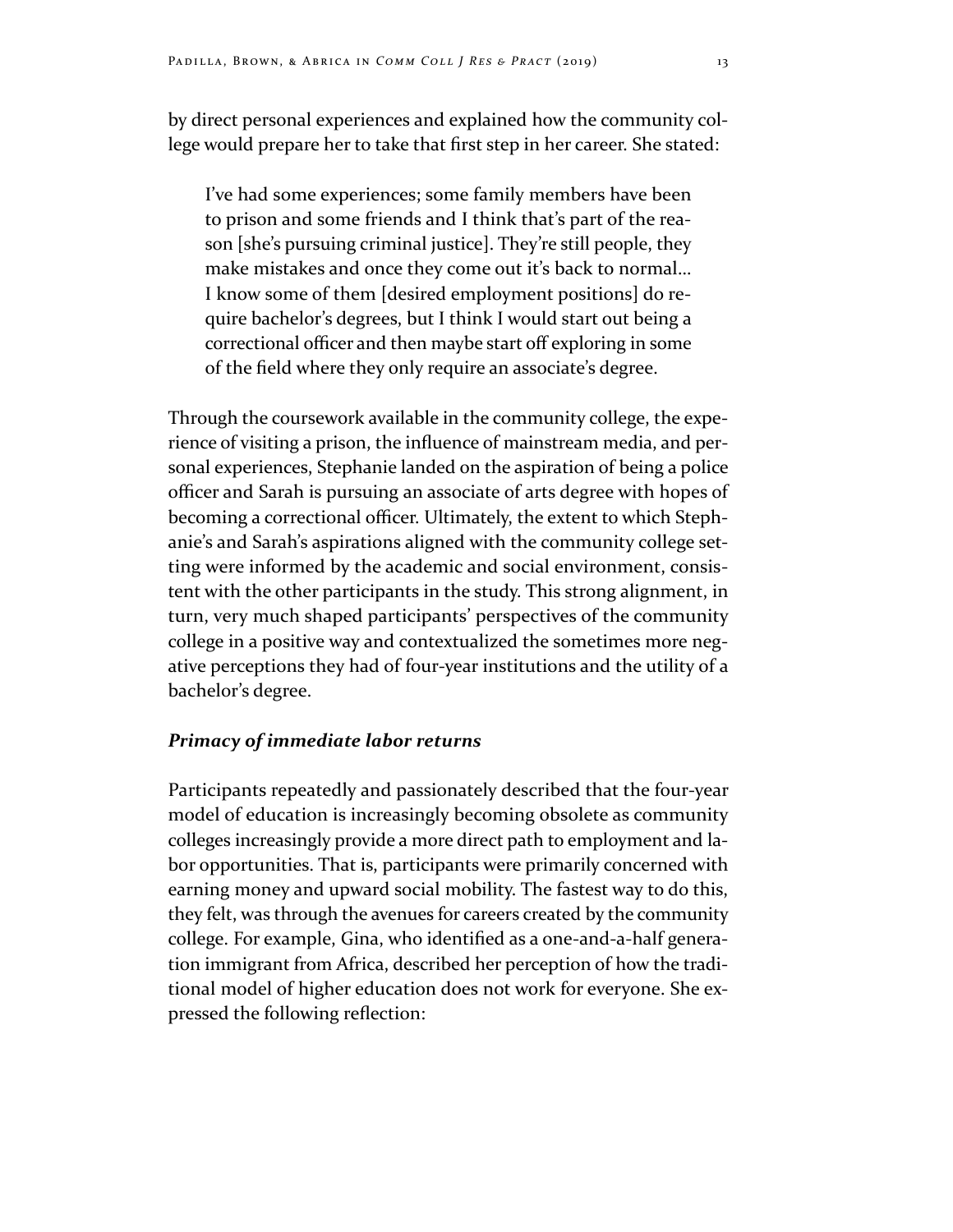by direct personal experiences and explained how the community college would prepare her to take that first step in her career. She stated:

> I've had some experiences; some family members have been to prison and some friends and I think that's part of the reason [she's pursuing criminal justice]. They're still people, they make mistakes and once they come out it's back to normal… I know some of them [desired employment positions] do require bachelor's degrees, but I think I would start out being a correctional officer and then maybe start off exploring in some of the field where they only require an associate's degree.

Through the coursework available in the community college, the experience of visiting a prison, the influence of mainstream media, and personal experiences, Stephanie landed on the aspiration of being a police officer and Sarah is pursuing an associate of arts degree with hopes of becoming a correctional officer. Ultimately, the extent to which Stephanie's and Sarah's aspirations aligned with the community college setting were informed by the academic and social environment, consistent with the other participants in the study. This strong alignment, in turn, very much shaped participants' perspectives of the community college in a positive way and contextualized the sometimes more negative perceptions they had of four-year institutions and the utility of a bachelor's degree.

### ***Primacy of immediate labor returns***

Participants repeatedly and passionately described that the four-year model of education is increasingly becoming obsolete as community colleges increasingly provide a more direct path to employment and labor opportunities. That is, participants were primarily concerned with earning money and upward social mobility. The fastest way to do this, they felt, was through the avenues for careers created by the community college. For example, Gina, who identified as a one-and-a-half generation immigrant from Africa, described her perception of how the traditional model of higher education does not work for everyone. She expressed the following reflection: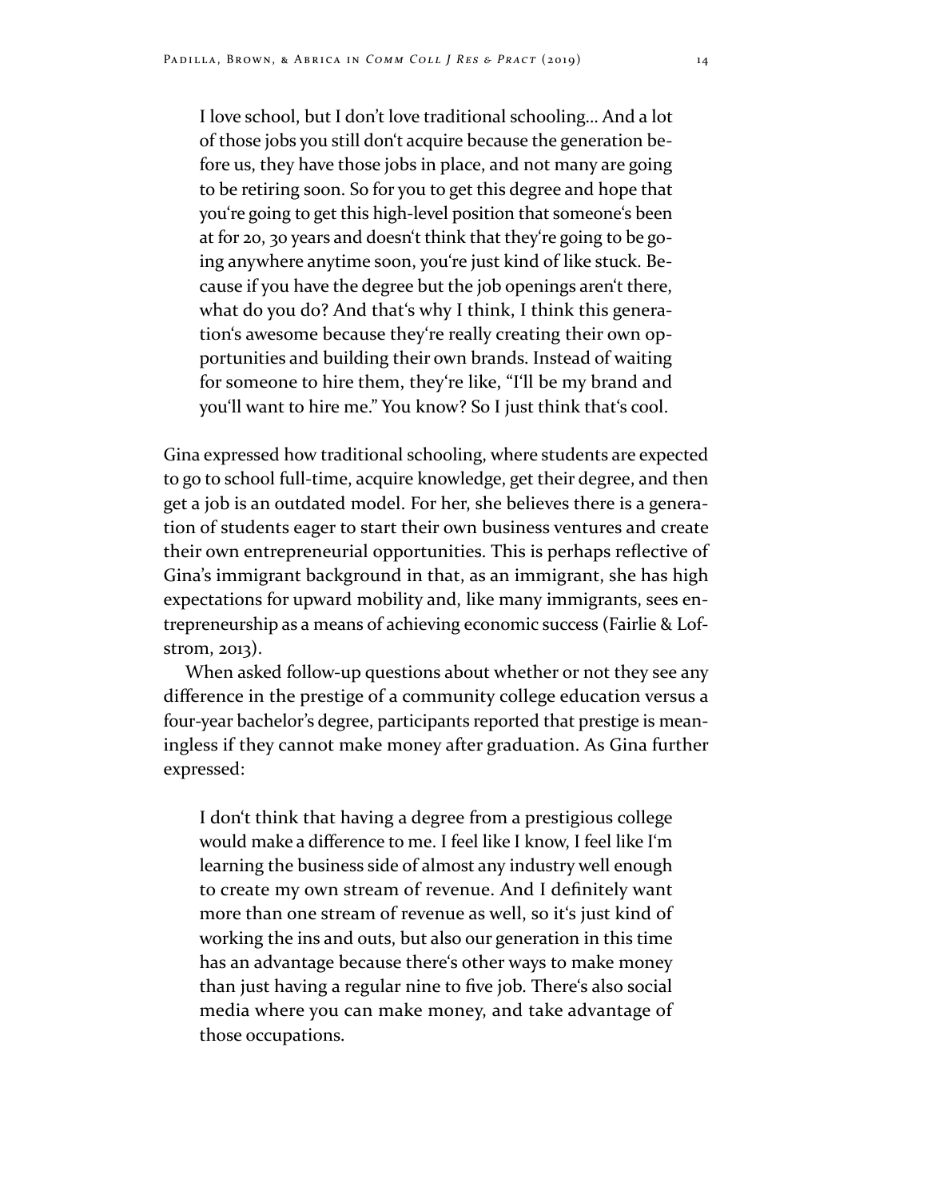> I love school, but I don't love traditional schooling... And a lot of those jobs you still don't acquire because the generation before us, they have those jobs in place, and not many are going to be retiring soon. So for you to get this degree and hope that you're going to get this high-level position that someone's been at for 20, 30 years and doesn't think that they're going to be going anywhere anytime soon, you're just kind of like stuck. Because if you have the degree but the job openings aren't there, what do you do? And that's why I think, I think this generation's awesome because they're really creating their own opportunities and building their own brands. Instead of waiting for someone to hire them, they're like, "I'll be my brand and you'll want to hire me." You know? So I just think that's cool.

Gina expressed how traditional schooling, where students are expected to go to school full-time, acquire knowledge, get their degree, and then get a job is an outdated model. For her, she believes there is a generation of students eager to start their own business ventures and create their own entrepreneurial opportunities. This is perhaps reflective of Gina's immigrant background in that, as an immigrant, she has high expectations for upward mobility and, like many immigrants, sees entrepreneurship as a means of achieving economic success (Fairlie & Lofstrom, 2013).

When asked follow-up questions about whether or not they see any difference in the prestige of a community college education versus a four-year bachelor's degree, participants reported that prestige is meaningless if they cannot make money after graduation. As Gina further expressed:

> I don't think that having a degree from a prestigious college would make a difference to me. I feel like I know, I feel like I'm learning the business side of almost any industry well enough to create my own stream of revenue. And I definitely want more than one stream of revenue as well, so it's just kind of working the ins and outs, but also our generation in this time has an advantage because there's other ways to make money than just having a regular nine to five job. There's also social media where you can make money, and take advantage of those occupations.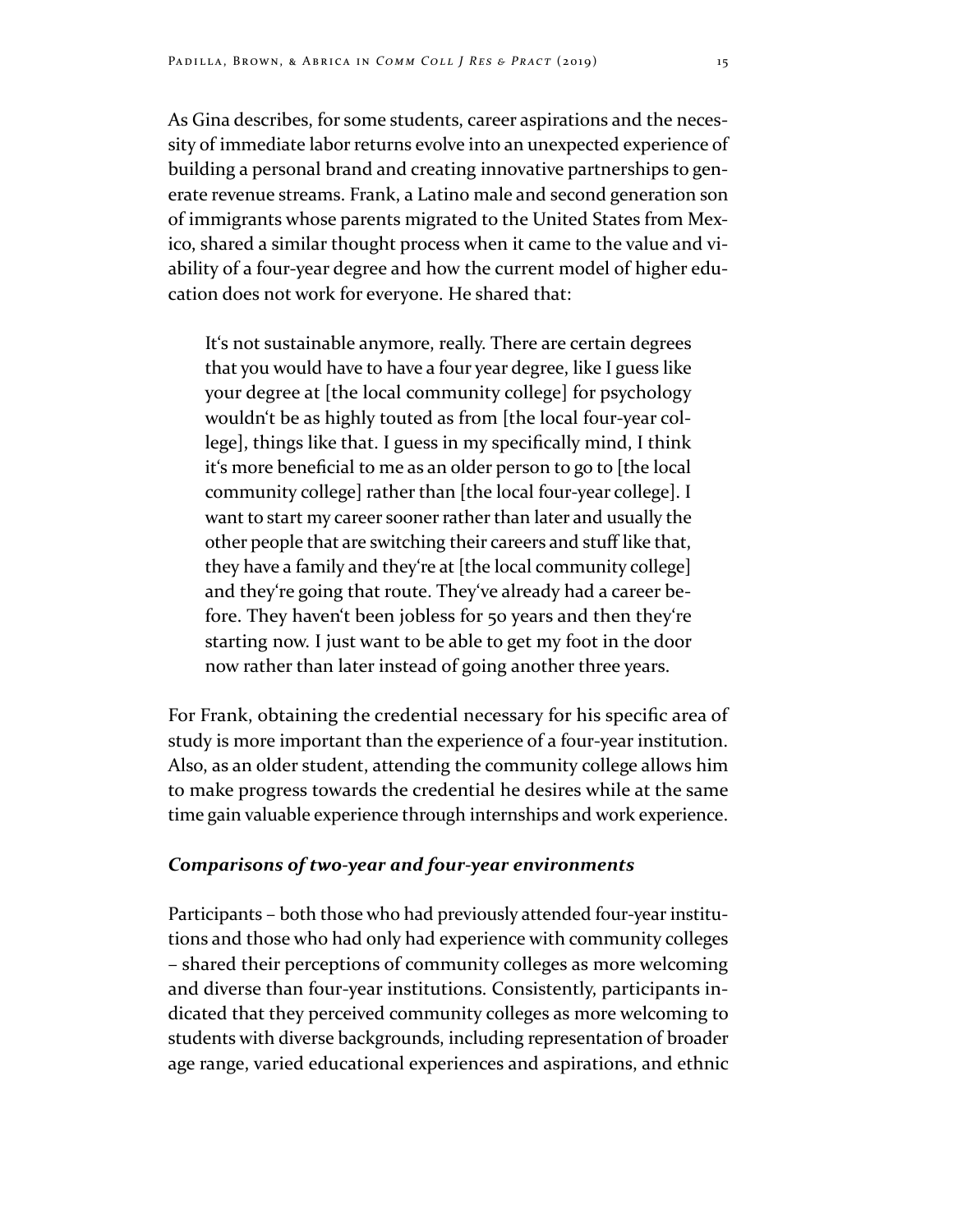As Gina describes, for some students, career aspirations and the necessity of immediate labor returns evolve into an unexpected experience of building a personal brand and creating innovative partnerships to generate revenue streams. Frank, a Latino male and second generation son of immigrants whose parents migrated to the United States from Mexico, shared a similar thought process when it came to the value and viability of a four-year degree and how the current model of higher education does not work for everyone. He shared that:

> It's not sustainable anymore, really. There are certain degrees that you would have to have a four year degree, like I guess like your degree at [the local community college] for psychology wouldn't be as highly touted as from [the local four-year college], things like that. I guess in my specifically mind, I think it's more beneficial to me as an older person to go to [the local community college] rather than [the local four-year college]. I want to start my career sooner rather than later and usually the other people that are switching their careers and stuff like that, they have a family and they're at [the local community college] and they're going that route. They've already had a career before. They haven't been jobless for 50 years and then they're starting now. I just want to be able to get my foot in the door now rather than later instead of going another three years.

For Frank, obtaining the credential necessary for his specific area of study is more important than the experience of a four-year institution. Also, as an older student, attending the community college allows him to make progress towards the credential he desires while at the same time gain valuable experience through internships and work experience.

### *Comparisons of two-year and four-year environments*

Participants – both those who had previously attended four-year institutions and those who had only had experience with community colleges – shared their perceptions of community colleges as more welcoming and diverse than four-year institutions. Consistently, participants indicated that they perceived community colleges as more welcoming to students with diverse backgrounds, including representation of broader age range, varied educational experiences and aspirations, and ethnic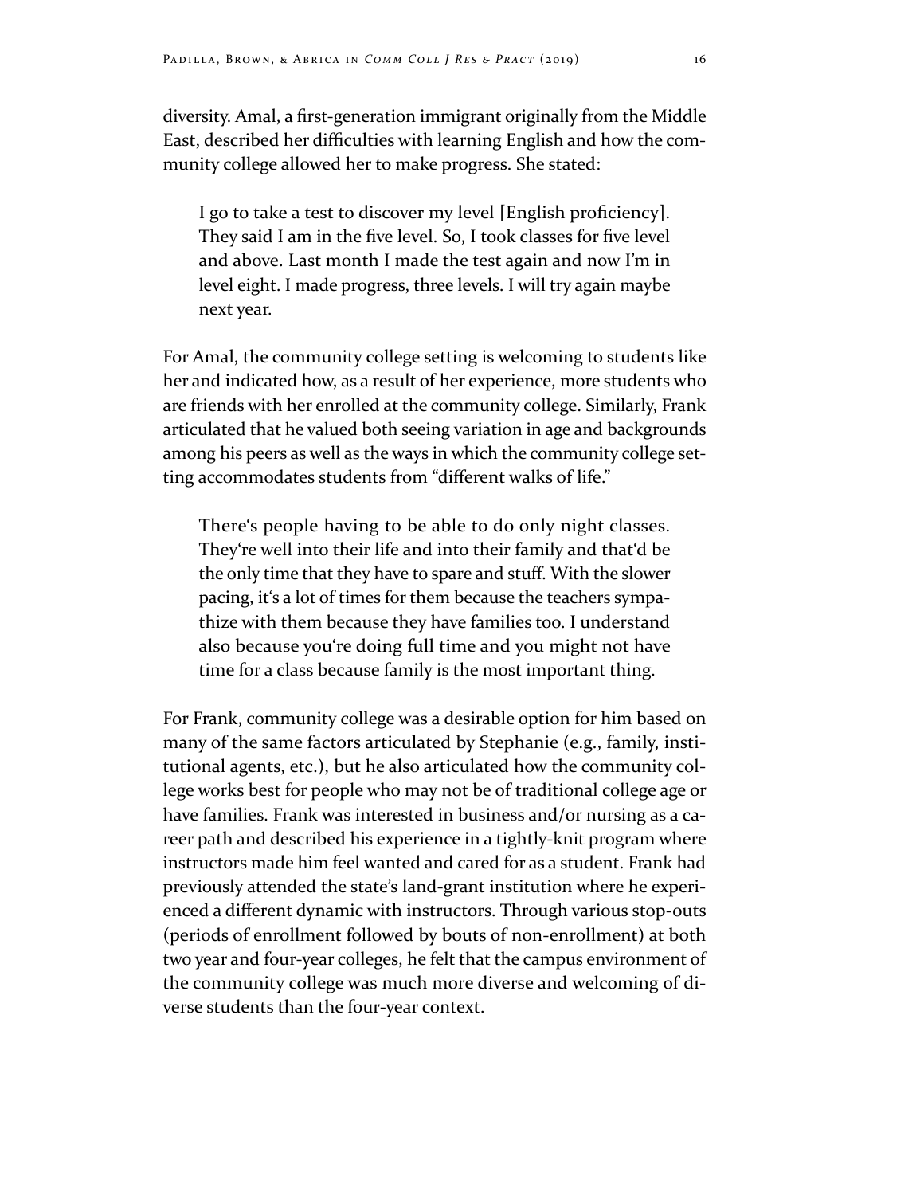diversity. Amal, a first-generation immigrant originally from the Middle East, described her difficulties with learning English and how the community college allowed her to make progress. She stated:

> I go to take a test to discover my level [English proficiency]. They said I am in the five level. So, I took classes for five level and above. Last month I made the test again and now I'm in level eight. I made progress, three levels. I will try again maybe next year.

For Amal, the community college setting is welcoming to students like her and indicated how, as a result of her experience, more students who are friends with her enrolled at the community college. Similarly, Frank articulated that he valued both seeing variation in age and backgrounds among his peers as well as the ways in which the community college setting accommodates students from "different walks of life."

> There's people having to be able to do only night classes. They're well into their life and into their family and that'd be the only time that they have to spare and stuff. With the slower pacing, it's a lot of times for them because the teachers sympathize with them because they have families too. I understand also because you're doing full time and you might not have time for a class because family is the most important thing.

For Frank, community college was a desirable option for him based on many of the same factors articulated by Stephanie (e.g., family, institutional agents, etc.), but he also articulated how the community college works best for people who may not be of traditional college age or have families. Frank was interested in business and/or nursing as a career path and described his experience in a tightly-knit program where instructors made him feel wanted and cared for as a student. Frank had previously attended the state's land-grant institution where he experienced a different dynamic with instructors. Through various stop-outs (periods of enrollment followed by bouts of non-enrollment) at both two year and four-year colleges, he felt that the campus environment of the community college was much more diverse and welcoming of diverse students than the four-year context.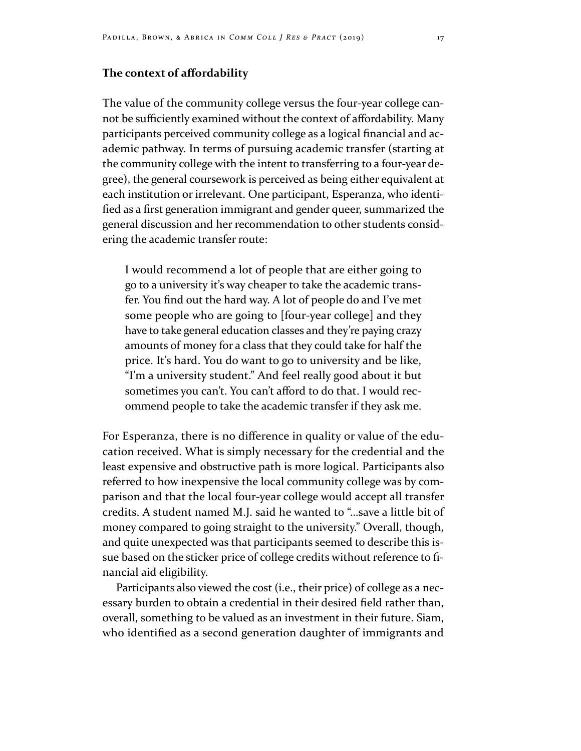**The context of affordability**

The value of the community college versus the four-year college cannot be sufficiently examined without the context of affordability. Many participants perceived community college as a logical financial and academic pathway. In terms of pursuing academic transfer (starting at the community college with the intent to transferring to a four-year degree), the general coursework is perceived as being either equivalent at each institution or irrelevant. One participant, Esperanza, who identified as a first generation immigrant and gender queer, summarized the general discussion and her recommendation to other students considering the academic transfer route:

> I would recommend a lot of people that are either going to go to a university it's way cheaper to take the academic transfer. You find out the hard way. A lot of people do and I've met some people who are going to [four-year college] and they have to take general education classes and they're paying crazy amounts of money for a class that they could take for half the price. It's hard. You do want to go to university and be like, "I'm a university student." And feel really good about it but sometimes you can't. You can't afford to do that. I would recommend people to take the academic transfer if they ask me.

For Esperanza, there is no difference in quality or value of the education received. What is simply necessary for the credential and the least expensive and obstructive path is more logical. Participants also referred to how inexpensive the local community college was by comparison and that the local four-year college would accept all transfer credits. A student named M.J. said he wanted to "…save a little bit of money compared to going straight to the university." Overall, though, and quite unexpected was that participants seemed to describe this issue based on the sticker price of college credits without reference to financial aid eligibility.

Participants also viewed the cost (i.e., their price) of college as a necessary burden to obtain a credential in their desired field rather than, overall, something to be valued as an investment in their future. Siam, who identified as a second generation daughter of immigrants and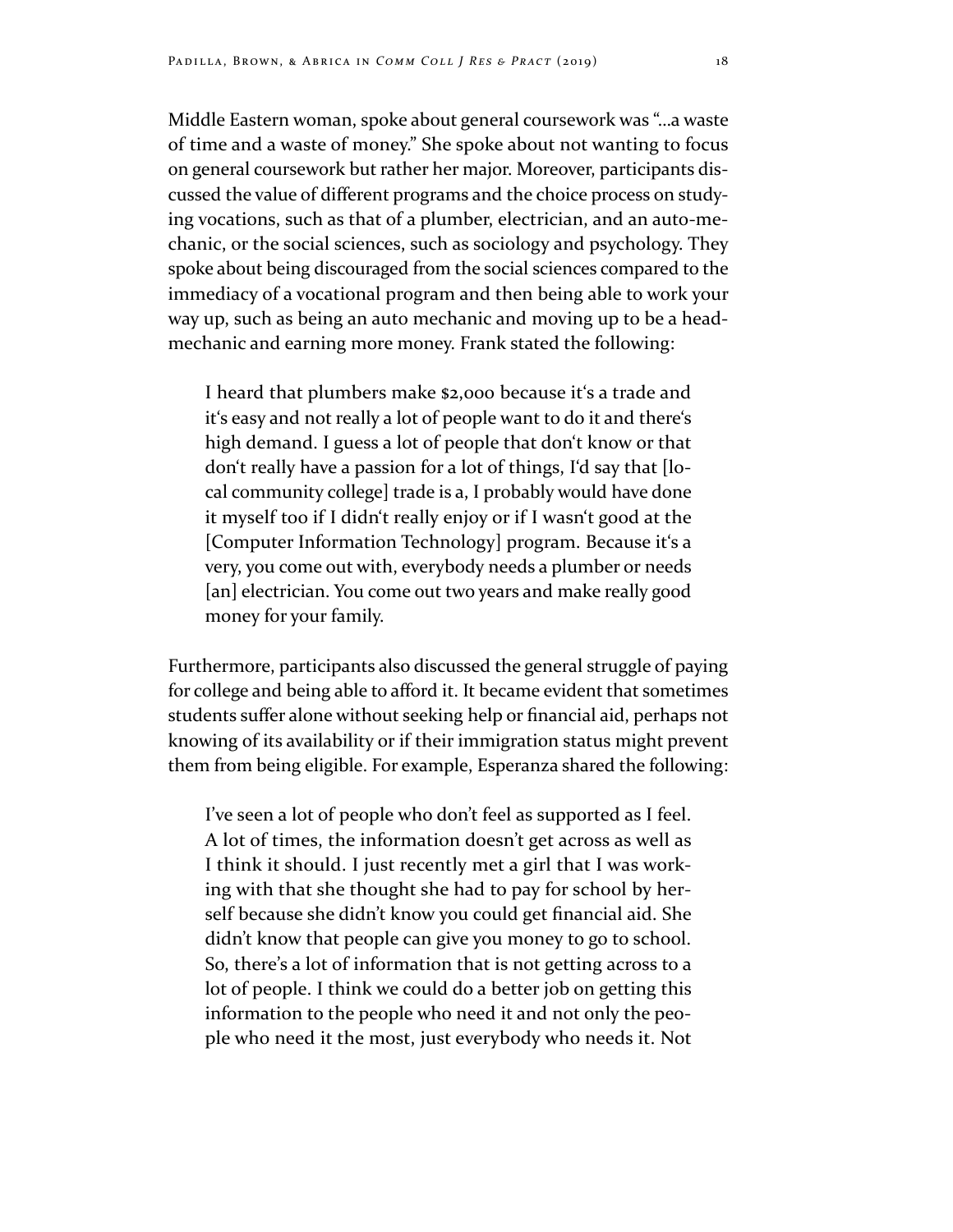Middle Eastern woman, spoke about general coursework was "...a waste of time and a waste of money." She spoke about not wanting to focus on general coursework but rather her major. Moreover, participants discussed the value of different programs and the choice process on studying vocations, such as that of a plumber, electrician, and an auto-mechanic, or the social sciences, such as sociology and psychology. They spoke about being discouraged from the social sciences compared to the immediacy of a vocational program and then being able to work your way up, such as being an auto mechanic and moving up to be a head-mechanic and earning more money. Frank stated the following:

> I heard that plumbers make $2,000 because it's a trade and it's easy and not really a lot of people want to do it and there's high demand. I guess a lot of people that don't know or that don't really have a passion for a lot of things, I'd say that [local community college] trade is a, I probably would have done it myself too if I didn't really enjoy or if I wasn't good at the [Computer Information Technology] program. Because it's a very, you come out with, everybody needs a plumber or needs [an] electrician. You come out two years and make really good money for your family.

Furthermore, participants also discussed the general struggle of paying for college and being able to afford it. It became evident that sometimes students suffer alone without seeking help or financial aid, perhaps not knowing of its availability or if their immigration status might prevent them from being eligible. For example, Esperanza shared the following:

> I've seen a lot of people who don't feel as supported as I feel. A lot of times, the information doesn't get across as well as I think it should. I just recently met a girl that I was working with that she thought she had to pay for school by herself because she didn't know you could get financial aid. She didn't know that people can give you money to go to school. So, there's a lot of information that is not getting across to a lot of people. I think we could do a better job on getting this information to the people who need it and not only the people who need it the most, just everybody who needs it. Not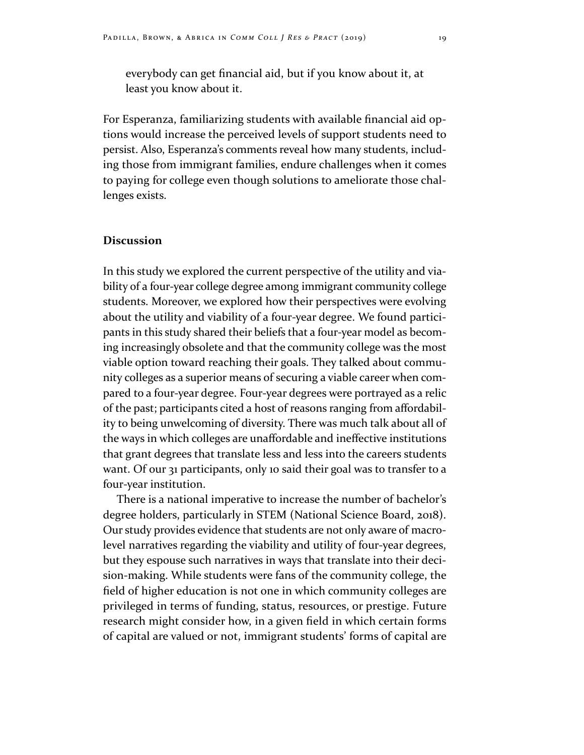> everybody can get financial aid, but if you know about it, at least you know about it.

For Esperanza, familiarizing students with available financial aid options would increase the perceived levels of support students need to persist. Also, Esperanza's comments reveal how many students, including those from immigrant families, endure challenges when it comes to paying for college even though solutions to ameliorate those challenges exists.

## Discussion

In this study we explored the current perspective of the utility and viability of a four-year college degree among immigrant community college students. Moreover, we explored how their perspectives were evolving about the utility and viability of a four-year degree. We found participants in this study shared their beliefs that a four-year model as becoming increasingly obsolete and that the community college was the most viable option toward reaching their goals. They talked about community colleges as a superior means of securing a viable career when compared to a four-year degree. Four-year degrees were portrayed as a relic of the past; participants cited a host of reasons ranging from affordability to being unwelcoming of diversity. There was much talk about all of the ways in which colleges are unaffordable and ineffective institutions that grant degrees that translate less and less into the careers students want. Of our 31 participants, only 10 said their goal was to transfer to a four-year institution.

There is a national imperative to increase the number of bachelor's degree holders, particularly in STEM (National Science Board, 2018). Our study provides evidence that students are not only aware of macro-level narratives regarding the viability and utility of four-year degrees, but they espouse such narratives in ways that translate into their decision-making. While students were fans of the community college, the field of higher education is not one in which community colleges are privileged in terms of funding, status, resources, or prestige. Future research might consider how, in a given field in which certain forms of capital are valued or not, immigrant students' forms of capital are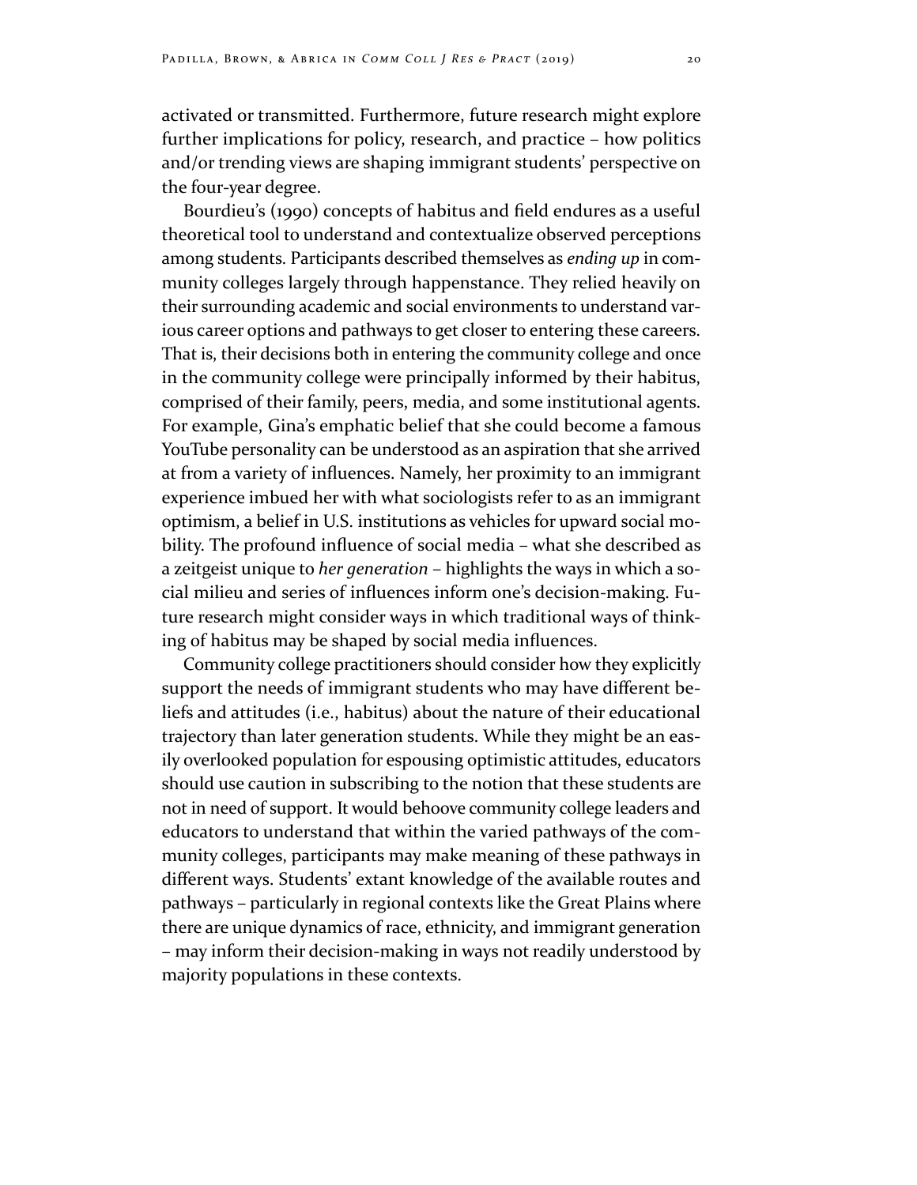activated or transmitted. Furthermore, future research might explore further implications for policy, research, and practice – how politics and/or trending views are shaping immigrant students' perspective on the four-year degree.

Bourdieu's (1990) concepts of habitus and field endures as a useful theoretical tool to understand and contextualize observed perceptions among students. Participants described themselves as *ending up* in community colleges largely through happenstance. They relied heavily on their surrounding academic and social environments to understand various career options and pathways to get closer to entering these careers. That is, their decisions both in entering the community college and once in the community college were principally informed by their habitus, comprised of their family, peers, media, and some institutional agents. For example, Gina's emphatic belief that she could become a famous YouTube personality can be understood as an aspiration that she arrived at from a variety of influences. Namely, her proximity to an immigrant experience imbued her with what sociologists refer to as an immigrant optimism, a belief in U.S. institutions as vehicles for upward social mobility. The profound influence of social media – what she described as a zeitgeist unique to *her generation* – highlights the ways in which a social milieu and series of influences inform one's decision-making. Future research might consider ways in which traditional ways of thinking of habitus may be shaped by social media influences.

Community college practitioners should consider how they explicitly support the needs of immigrant students who may have different beliefs and attitudes (i.e., habitus) about the nature of their educational trajectory than later generation students. While they might be an easily overlooked population for espousing optimistic attitudes, educators should use caution in subscribing to the notion that these students are not in need of support. It would behoove community college leaders and educators to understand that within the varied pathways of the community colleges, participants may make meaning of these pathways in different ways. Students' extant knowledge of the available routes and pathways – particularly in regional contexts like the Great Plains where there are unique dynamics of race, ethnicity, and immigrant generation – may inform their decision-making in ways not readily understood by majority populations in these contexts.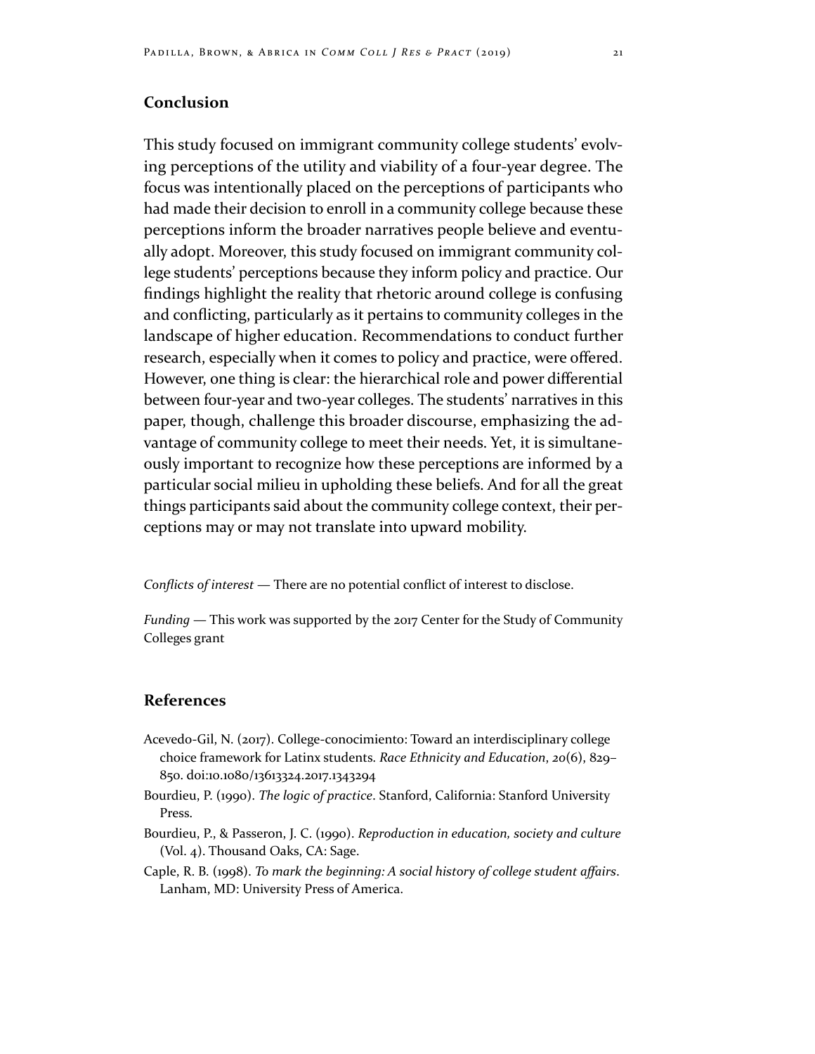## Conclusion

This study focused on immigrant community college students' evolving perceptions of the utility and viability of a four-year degree. The focus was intentionally placed on the perceptions of participants who had made their decision to enroll in a community college because these perceptions inform the broader narratives people believe and eventually adopt. Moreover, this study focused on immigrant community college students' perceptions because they inform policy and practice. Our findings highlight the reality that rhetoric around college is confusing and conflicting, particularly as it pertains to community colleges in the landscape of higher education. Recommendations to conduct further research, especially when it comes to policy and practice, were offered. However, one thing is clear: the hierarchical role and power differential between four-year and two-year colleges. The students' narratives in this paper, though, challenge this broader discourse, emphasizing the advantage of community college to meet their needs. Yet, it is simultaneously important to recognize how these perceptions are informed by a particular social milieu in upholding these beliefs. And for all the great things participants said about the community college context, their perceptions may or may not translate into upward mobility.

*Conflicts of interest* — There are no potential conflict of interest to disclose.

*Funding* — This work was supported by the 2017 Center for the Study of Community Colleges grant

## References

Acevedo-Gil, N. (2017). College-conocimiento: Toward an interdisciplinary college choice framework for Latinx students. *Race Ethnicity and Education*, *20*(6), 829–850. doi:10.1080/13613324.2017.1343294

Bourdieu, P. (1990). *The logic of practice*. Stanford, California: Stanford University Press.

Bourdieu, P., & Passeron, J. C. (1990). *Reproduction in education, society and culture* (Vol. 4). Thousand Oaks, CA: Sage.

Caple, R. B. (1998). *To mark the beginning: A social history of college student affairs*. Lanham, MD: University Press of America.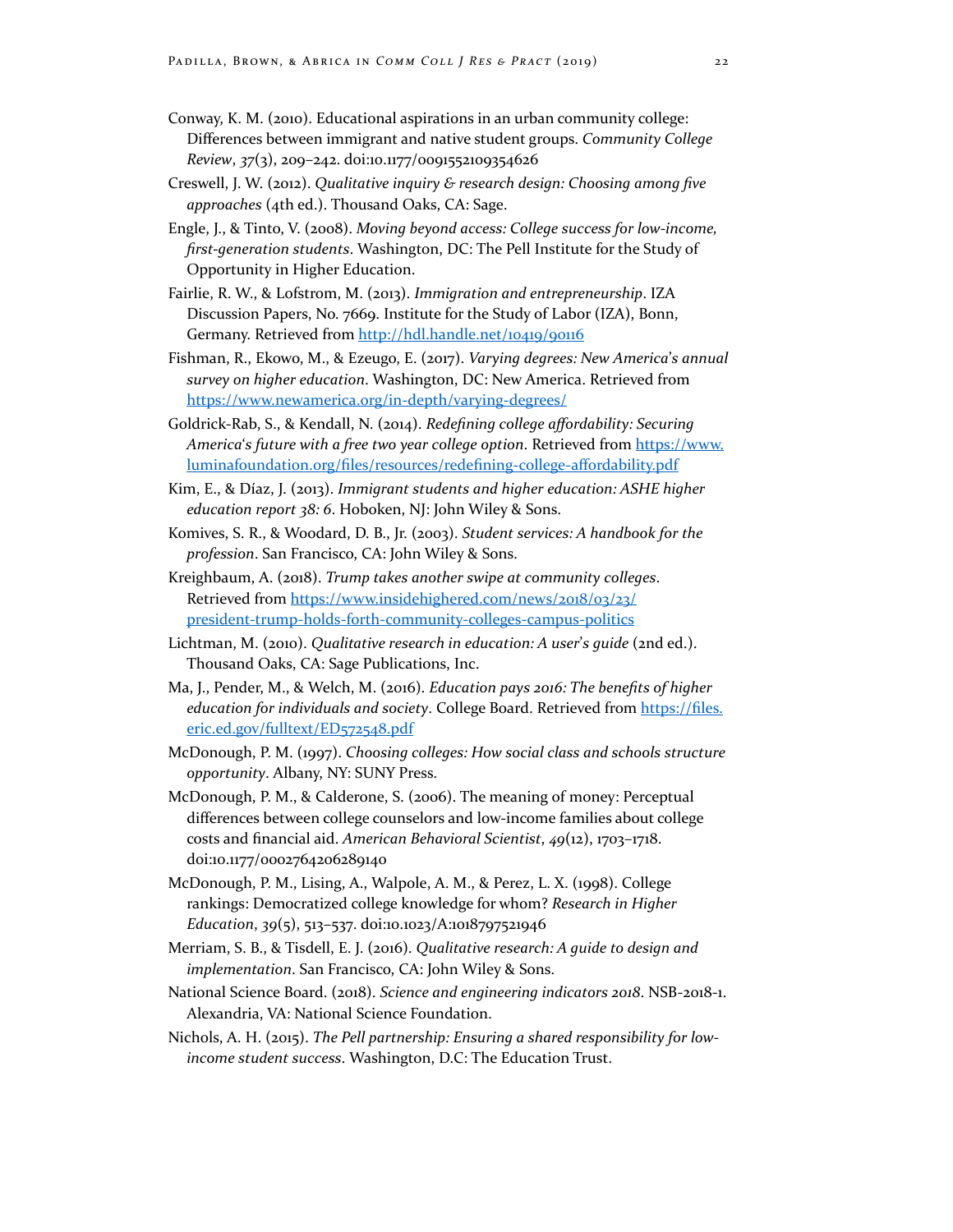Conway, K. M. (2010). Educational aspirations in an urban community college: Differences between immigrant and native student groups. *Community College Review*, *37*(3), 209–242. doi:10.1177/0091552109354626

Creswell, J. W. (2012). *Qualitative inquiry & research design: Choosing among five approaches* (4th ed.). Thousand Oaks, CA: Sage.

Engle, J., & Tinto, V. (2008). *Moving beyond access: College success for low-income, first-generation students*. Washington, DC: The Pell Institute for the Study of Opportunity in Higher Education.

Fairlie, R. W., & Lofstrom, M. (2013). *Immigration and entrepreneurship*. IZA Discussion Papers, No. 7669. Institute for the Study of Labor (IZA), Bonn, Germany. Retrieved from http://hdl.handle.net/10419/90116

Fishman, R., Ekowo, M., & Ezeugo, E. (2017). *Varying degrees: New America's annual survey on higher education*. Washington, DC: New America. Retrieved from https://www.newamerica.org/in-depth/varying-degrees/

Goldrick-Rab, S., & Kendall, N. (2014). *Redefining college affordability: Securing America's future with a free two year college option*. Retrieved from https://www.luminafoundation.org/files/resources/redefining-college-affordability.pdf

Kim, E., & Díaz, J. (2013). *Immigrant students and higher education: ASHE higher education report 38: 6*. Hoboken, NJ: John Wiley & Sons.

Komives, S. R., & Woodard, D. B., Jr. (2003). *Student services: A handbook for the profession*. San Francisco, CA: John Wiley & Sons.

Kreighbaum, A. (2018). *Trump takes another swipe at community colleges*. Retrieved from https://www.insidehighered.com/news/2018/03/23/president-trump-holds-forth-community-colleges-campus-politics

Lichtman, M. (2010). *Qualitative research in education: A user's guide* (2nd ed.). Thousand Oaks, CA: Sage Publications, Inc.

Ma, J., Pender, M., & Welch, M. (2016). *Education pays 2016: The benefits of higher education for individuals and society*. College Board. Retrieved from https://files.eric.ed.gov/fulltext/ED572548.pdf

McDonough, P. M. (1997). *Choosing colleges: How social class and schools structure opportunity*. Albany, NY: SUNY Press.

McDonough, P. M., & Calderone, S. (2006). The meaning of money: Perceptual differences between college counselors and low-income families about college costs and financial aid. *American Behavioral Scientist*, *49*(12), 1703–1718. doi:10.1177/0002764206289140

McDonough, P. M., Lising, A., Walpole, A. M., & Perez, L. X. (1998). College rankings: Democratized college knowledge for whom? *Research in Higher Education*, *39*(5), 513–537. doi:10.1023/A:1018797521946

Merriam, S. B., & Tisdell, E. J. (2016). *Qualitative research: A guide to design and implementation*. San Francisco, CA: John Wiley & Sons.

National Science Board. (2018). *Science and engineering indicators 2018*. NSB-2018-1. Alexandria, VA: National Science Foundation.

Nichols, A. H. (2015). *The Pell partnership: Ensuring a shared responsibility for low-income student success*. Washington, D.C: The Education Trust.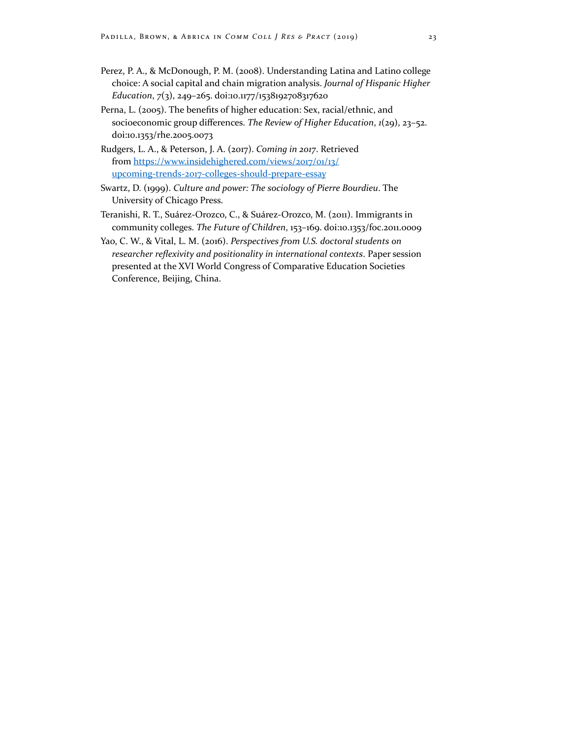Perez, P. A., & McDonough, P. M. (2008). Understanding Latina and Latino college choice: A social capital and chain migration analysis. *Journal of Hispanic Higher Education*, *7*(3), 249–265. doi:10.1177/1538192708317620

Perna, L. (2005). The benefits of higher education: Sex, racial/ethnic, and socioeconomic group differences. *The Review of Higher Education*, *1*(29), 23–52. doi:10.1353/rhe.2005.0073

Rudgers, L. A., & Peterson, J. A. (2017). *Coming in 2017*. Retrieved from [https://www.insidehighered.com/views/2017/01/13/upcoming-trends-2017-colleges-should-prepare-essay](https://www.insidehighered.com/views/2017/01/13/upcoming-trends-2017-colleges-should-prepare-essay)

Swartz, D. (1999). *Culture and power: The sociology of Pierre Bourdieu*. The University of Chicago Press.

Teranishi, R. T., Suárez-Orozco, C., & Suárez-Orozco, M. (2011). Immigrants in community colleges. *The Future of Children*, 153–169. doi:10.1353/foc.2011.0009

Yao, C. W., & Vital, L. M. (2016). *Perspectives from U.S. doctoral students on researcher reflexivity and positionality in international contexts*. Paper session presented at the XVI World Congress of Comparative Education Societies Conference, Beijing, China.